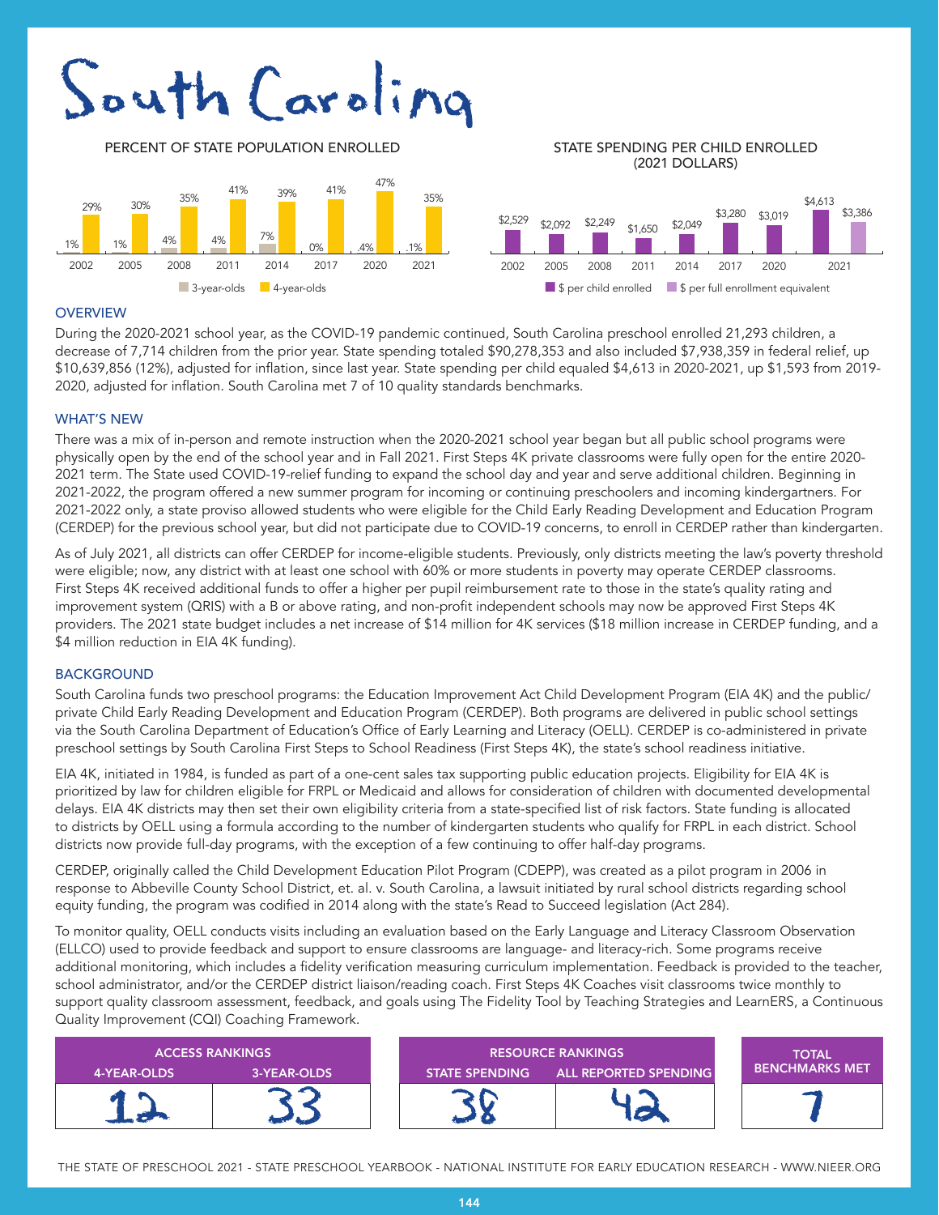# South Carolina

**PERCENT OF STATE POPULATION ENROLLED**

| Year | 3-year-olds | 4-year-olds |
|---|---|---|
| 2002 | 1% | 29% |
| 2005 | 1% | 30% |
| 2008 | 4% | 35% |
| 2011 | 4% | 41% |
| 2014 | 7% | 39% |
| 2017 | 0% | 41% |
| 2020 | .4% | 47% |
| 2021 | .1% | 35% |

**STATE SPENDING PER CHILD ENROLLED (2021 DOLLARS)**

| Year | $ per child enrolled | $ per full enrollment equivalent |
|---|---|---|
| 2002 | $2,529 | |
| 2005 | $2,092 | |
| 2008 | $2,249 | |
| 2011 | $1,650 | |
| 2014 | $2,049 | |
| 2017 | $3,280 | |
| 2020 | $3,019 | |
| 2021 | $4,613 | $3,386 |

## OVERVIEW

During the 2020-2021 school year, as the COVID-19 pandemic continued, South Carolina preschool enrolled 21,293 children, a decrease of 7,714 children from the prior year. State spending totaled $90,278,353 and also included $7,938,359 in federal relief, up $10,639,856 (12%), adjusted for inflation, since last year. State spending per child equaled $4,613 in 2020-2021, up $1,593 from 2019-2020, adjusted for inflation. South Carolina met 7 of 10 quality standards benchmarks.

## WHAT'S NEW

There was a mix of in-person and remote instruction when the 2020-2021 school year began but all public school programs were physically open by the end of the school year and in Fall 2021. First Steps 4K private classrooms were fully open for the entire 2020-2021 term. The State used COVID-19-relief funding to expand the school day and year and serve additional children. Beginning in 2021-2022, the program offered a new summer program for incoming or continuing preschoolers and incoming kindergartners. For 2021-2022 only, a state proviso allowed students who were eligible for the Child Early Reading Development and Education Program (CERDEP) for the previous school year, but did not participate due to COVID-19 concerns, to enroll in CERDEP rather than kindergarten.

As of July 2021, all districts can offer CERDEP for income-eligible students. Previously, only districts meeting the law's poverty threshold were eligible; now, any district with at least one school with 60% or more students in poverty may operate CERDEP classrooms. First Steps 4K received additional funds to offer a higher per pupil reimbursement rate to those in the state's quality rating and improvement system (QRIS) with a B or above rating, and non-profit independent schools may now be approved First Steps 4K providers. The 2021 state budget includes a net increase of $14 million for 4K services ($18 million increase in CERDEP funding, and a $4 million reduction in EIA 4K funding).

## BACKGROUND

South Carolina funds two preschool programs: the Education Improvement Act Child Development Program (EIA 4K) and the public/private Child Early Reading Development and Education Program (CERDEP). Both programs are delivered in public school settings via the South Carolina Department of Education's Office of Early Learning and Literacy (OELL). CERDEP is co-administered in private preschool settings by South Carolina First Steps to School Readiness (First Steps 4K), the state's school readiness initiative.

EIA 4K, initiated in 1984, is funded as part of a one-cent sales tax supporting public education projects. Eligibility for EIA 4K is prioritized by law for children eligible for FRPL or Medicaid and allows for consideration of children with documented developmental delays. EIA 4K districts may then set their own eligibility criteria from a state-specified list of risk factors. State funding is allocated to districts by OELL using a formula according to the number of kindergarten students who qualify for FRPL in each district. School districts now provide full-day programs, with the exception of a few continuing to offer half-day programs.

CERDEP, originally called the Child Development Education Pilot Program (CDEPP), was created as a pilot program in 2006 in response to Abbeville County School District, et. al. v. South Carolina, a lawsuit initiated by rural school districts regarding school equity funding, the program was codified in 2014 along with the state's Read to Succeed legislation (Act 284).

To monitor quality, OELL conducts visits including an evaluation based on the Early Language and Literacy Classroom Observation (ELLCO) used to provide feedback and support to ensure classrooms are language- and literacy-rich. Some programs receive additional monitoring, which includes a fidelity verification measuring curriculum implementation. Feedback is provided to the teacher, school administrator, and/or the CERDEP district liaison/reading coach. First Steps 4K Coaches visit classrooms twice monthly to support quality classroom assessment, feedback, and goals using The Fidelity Tool by Teaching Strategies and LearnERS, a Continuous Quality Improvement (CQI) Coaching Framework.

| ACCESS RANKINGS | | RESOURCE RANKINGS | | TOTAL BENCHMARKS MET |
|---|---|---|---|---|
| 4-YEAR-OLDS | 3-YEAR-OLDS | STATE SPENDING | ALL REPORTED SPENDING | |
| 12 | 33 | 38 | 42 | 7 |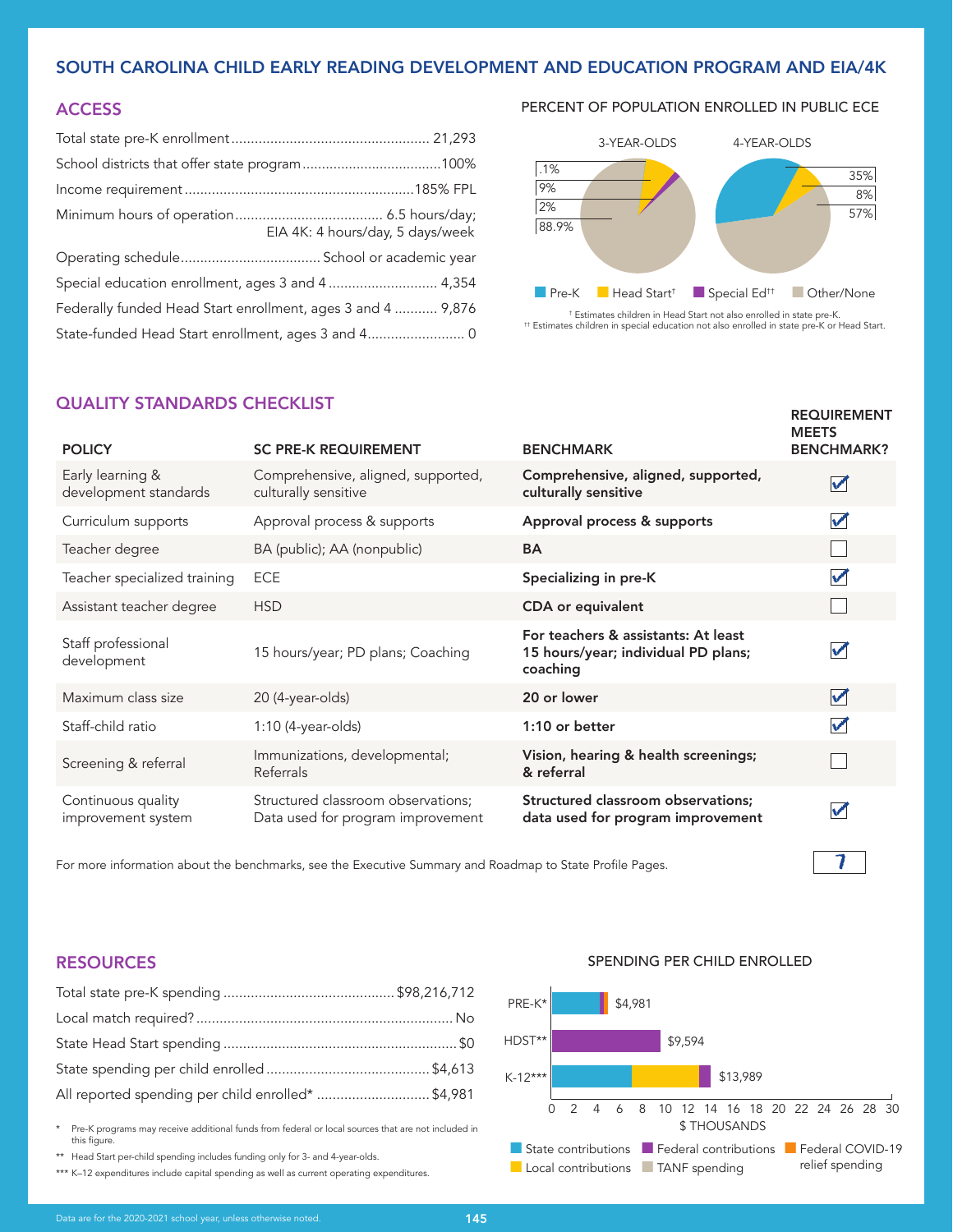# SOUTH CAROLINA CHILD EARLY READING DEVELOPMENT AND EDUCATION PROGRAM AND EIA/4K

## ACCESS

Total state pre-K enrollment .................................................. 21,293

School districts that offer state program ...................................100%

Income requirement ..........................................................185% FPL

Minimum hours of operation ...................................... 6.5 hours/day; EIA 4K: 4 hours/day, 5 days/week

Operating schedule ................................... School or academic year

Special education enrollment, ages 3 and 4 ........................... 4,354

Federally funded Head Start enrollment, ages 3 and 4 ........... 9,876

State-funded Head Start enrollment, ages 3 and 4......................... 0

PERCENT OF POPULATION ENROLLED IN PUBLIC ECE

3-YEAR-OLDS

.1%
9%
2%
88.9%

4-YEAR-OLDS

35%
8%
57%

Pre-K | Head Start† | Special Ed†† | Other/None

† Estimates children in Head Start not also enrolled in state pre-K.
†† Estimates children in special education not also enrolled in state pre-K or Head Start.

## QUALITY STANDARDS CHECKLIST

| POLICY | SC PRE-K REQUIREMENT | BENCHMARK | REQUIREMENT MEETS BENCHMARK? |
|---|---|---|---|
| Early learning & development standards | Comprehensive, aligned, supported, culturally sensitive | **Comprehensive, aligned, supported, culturally sensitive** | ☑ |
| Curriculum supports | Approval process & supports | **Approval process & supports** | ☑ |
| Teacher degree | BA (public); AA (nonpublic) | **BA** | ☐ |
| Teacher specialized training | ECE | **Specializing in pre-K** | ☑ |
| Assistant teacher degree | HSD | **CDA or equivalent** | ☐ |
| Staff professional development | 15 hours/year; PD plans; Coaching | **For teachers & assistants: At least 15 hours/year; individual PD plans; coaching** | ☑ |
| Maximum class size | 20 (4-year-olds) | **20 or lower** | ☑ |
| Staff-child ratio | 1:10 (4-year-olds) | **1:10 or better** | ☑ |
| Screening & referral | Immunizations, developmental; Referrals | **Vision, hearing & health screenings; & referral** | ☐ |
| Continuous quality improvement system | Structured classroom observations; Data used for program improvement | **Structured classroom observations; data used for program improvement** | ☑ |

For more information about the benchmarks, see the Executive Summary and Roadmap to State Profile Pages.

7

## RESOURCES

Total state pre-K spending ........................................... $98,216,712

Local match required? ................................................................. No

State Head Start spending ............................................................ $0

State spending per child enrolled .......................................... $4,613

All reported spending per child enrolled* ............................. $4,981

\* Pre-K programs may receive additional funds from federal or local sources that are not included in this figure.

** Head Start per-child spending includes funding only for 3- and 4-year-olds.

*** K–12 expenditures include capital spending as well as current operating expenditures.

SPENDING PER CHILD ENROLLED

PRE-K* $4,981

HDST** $9,594

K-12*** $13,989

0 2 4 6 8 10 12 14 16 18 20 22 24 26 28 30

$ THOUSANDS

State contributions | Federal contributions | Federal COVID-19 relief spending | Local contributions | TANF spending

Data are for the 2020-2021 school year, unless otherwise noted.